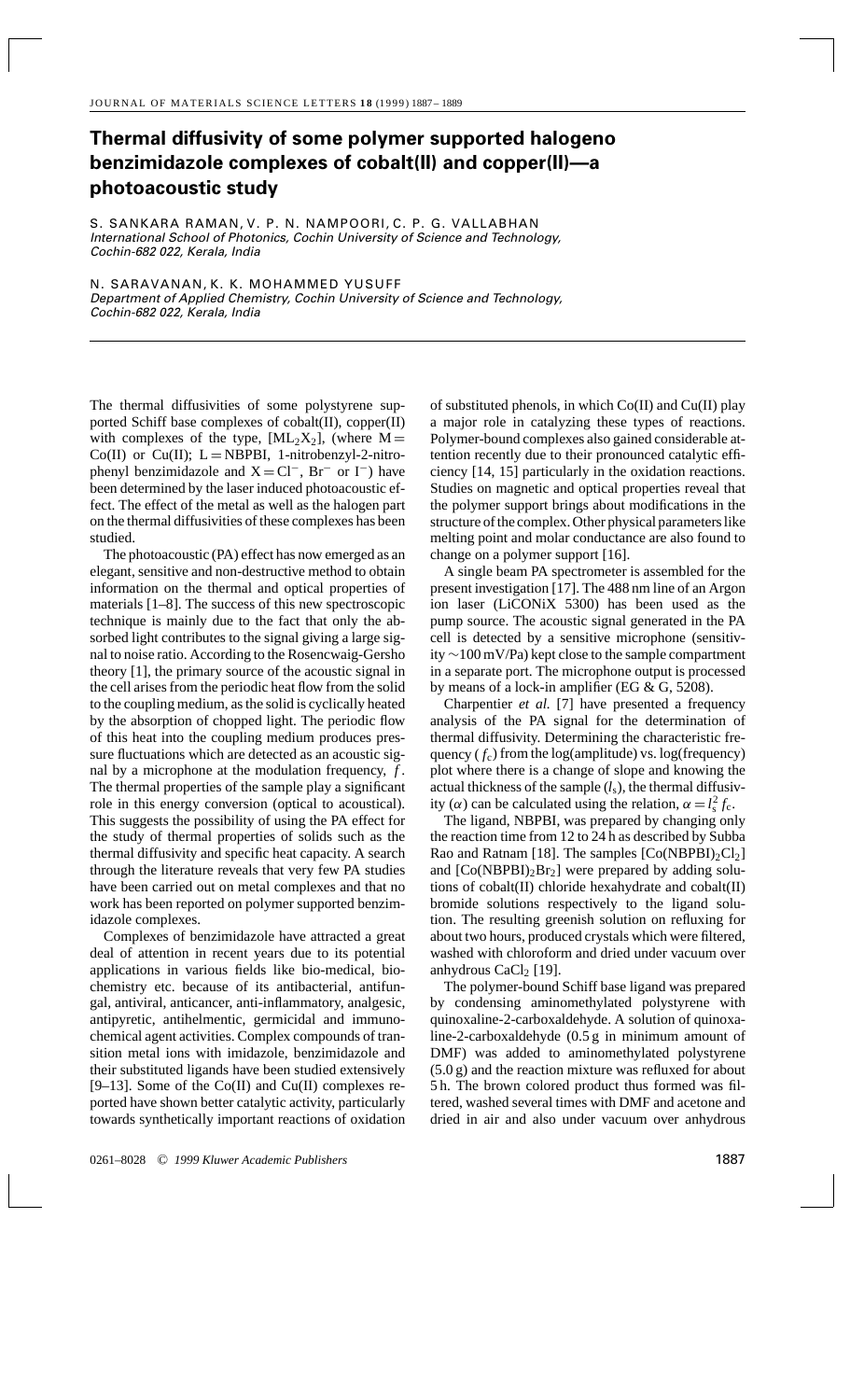# Thermal diffusivity of some polymer supported halogeno benzimidazole complexes of cobalt(II) and copper(II)—a photoacoustic study

S. SANKARA RAMAN, V. P. N. NAMPOORI, C. P. G. VALLABHAN
*International School of Photonics, Cochin University of Science and Technology, Cochin-682 022, Kerala, India*

N. SARAVANAN, K. K. MOHAMMED YUSUFF
*Department of Applied Chemistry, Cochin University of Science and Technology, Cochin-682 022, Kerala, India*

The thermal diffusivities of some polystyrene supported Schiff base complexes of cobalt(II), copper(II) with complexes of the type, $[ML_2X_2]$, (where M = Co(II) or Cu(II); L = NBPBI, 1-nitrobenzyl-2-nitrophenyl benzimidazole and $X = Cl^-$, $Br^-$ or $I^-$) have been determined by the laser induced photoacoustic effect. The effect of the metal as well as the halogen part on the thermal diffusivities of these complexes has been studied.

The photoacoustic (PA) effect has now emerged as an elegant, sensitive and non-destructive method to obtain information on the thermal and optical properties of materials [1–8]. The success of this new spectroscopic technique is mainly due to the fact that only the absorbed light contributes to the signal giving a large signal to noise ratio. According to the Rosencwaig-Gersho theory [1], the primary source of the acoustic signal in the cell arises from the periodic heat flow from the solid to the coupling medium, as the solid is cyclically heated by the absorption of chopped light. The periodic flow of this heat into the coupling medium produces pressure fluctuations which are detected as an acoustic signal by a microphone at the modulation frequency, $f$. The thermal properties of the sample play a significant role in this energy conversion (optical to acoustical). This suggests the possibility of using the PA effect for the study of thermal properties of solids such as the thermal diffusivity and specific heat capacity. A search through the literature reveals that very few PA studies have been carried out on metal complexes and that no work has been reported on polymer supported benzimidazole complexes.

Complexes of benzimidazole have attracted a great deal of attention in recent years due to its potential applications in various fields like bio-medical, biochemistry etc. because of its antibacterial, antifungal, antiviral, anticancer, anti-inflammatory, analgesic, antipyretic, antihelmentic, germicidal and immunochemical agent activities. Complex compounds of transition metal ions with imidazole, benzimidazole and their substituted ligands have been studied extensively [9–13]. Some of the Co(II) and Cu(II) complexes reported have shown better catalytic activity, particularly towards synthetically important reactions of oxidation of substituted phenols, in which Co(II) and Cu(II) play a major role in catalyzing these types of reactions. Polymer-bound complexes also gained considerable attention recently due to their pronounced catalytic efficiency [14, 15] particularly in the oxidation reactions. Studies on magnetic and optical properties reveal that the polymer support brings about modifications in the structure of the complex. Other physical parameters like melting point and molar conductance are also found to change on a polymer support [16].

A single beam PA spectrometer is assembled for the present investigation [17]. The 488 nm line of an Argon ion laser (LiCONiX 5300) has been used as the pump source. The acoustic signal generated in the PA cell is detected by a sensitive microphone (sensitivity ∼100 mV/Pa) kept close to the sample compartment in a separate port. The microphone output is processed by means of a lock-in amplifier (EG & G, 5208).

Charpentier *et al.* [7] have presented a frequency analysis of the PA signal for the determination of thermal diffusivity. Determining the characteristic frequency ($f_c$) from the log(amplitude) vs. log(frequency) plot where there is a change of slope and knowing the actual thickness of the sample ($l_s$), the thermal diffusivity ($\alpha$) can be calculated using the relation, $\alpha = l_s^2 f_c$.

The ligand, NBPBI, was prepared by changing only the reaction time from 12 to 24 h as described by Subba Rao and Ratnam [18]. The samples $[Co(NBPBI)_2Cl_2]$ and $[Co(NBPBI)_2Br_2]$ were prepared by adding solutions of cobalt(II) chloride hexahydrate and cobalt(II) bromide solutions respectively to the ligand solution. The resulting greenish solution on refluxing for about two hours, produced crystals which were filtered, washed with chloroform and dried under vacuum over anhydrous $CaCl_2$ [19].

The polymer-bound Schiff base ligand was prepared by condensing aminomethylated polystyrene with quinoxaline-2-carboxaldehyde. A solution of quinoxaline-2-carboxaldehyde (0.5 g in minimum amount of DMF) was added to aminomethylated polystyrene (5.0 g) and the reaction mixture was refluxed for about 5 h. The brown colored product thus formed was filtered, washed several times with DMF and acetone and dried in air and also under vacuum over anhydrous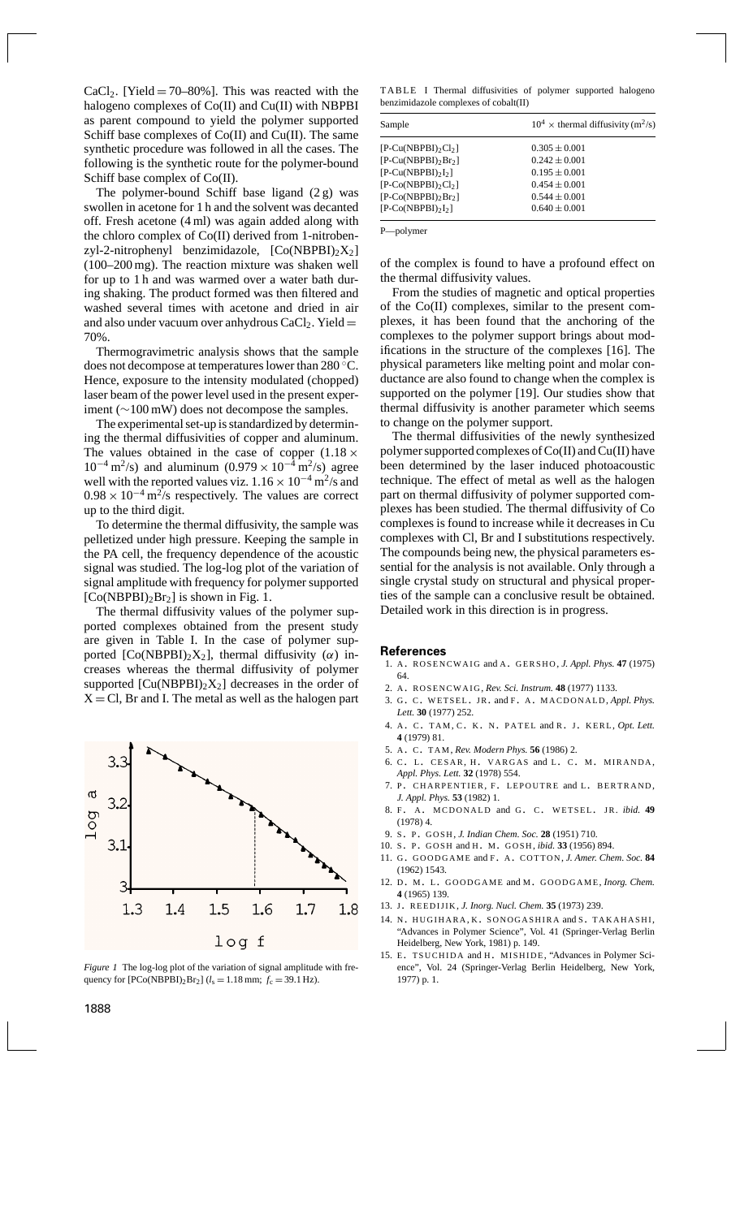$CaCl_2$. [Yield = 70–80%]. This was reacted with the halogeno complexes of Co(II) and Cu(II) with NBPBI as parent compound to yield the polymer supported Schiff base complexes of Co(II) and Cu(II). The same synthetic procedure was followed in all the cases. The following is the synthetic route for the polymer-bound Schiff base complex of Co(II).

The polymer-bound Schiff base ligand (2 g) was swollen in acetone for 1 h and the solvent was decanted off. Fresh acetone (4 ml) was again added along with the chloro complex of Co(II) derived from 1-nitrobenzyl-2-nitrophenyl benzimidazole, $[Co(NBPBI)_2X_2]$ (100–200 mg). The reaction mixture was shaken well for up to 1 h and was warmed over a water bath during shaking. The product formed was then filtered and washed several times with acetone and dried in air and also under vacuum over anhydrous $CaCl_2$. Yield = 70%.

Thermogravimetric analysis shows that the sample does not decompose at temperatures lower than 280 °C. Hence, exposure to the intensity modulated (chopped) laser beam of the power level used in the present experiment (∼100 mW) does not decompose the samples.

The experimental set-up is standardized by determining the thermal diffusivities of copper and aluminum. The values obtained in the case of copper ($1.18 \times 10^{-4}$ m$^2$/s) and aluminum ($0.979 \times 10^{-4}$ m$^2$/s) agree well with the reported values viz. $1.16 \times 10^{-4}$ m$^2$/s and $0.98 \times 10^{-4}$ m$^2$/s respectively. The values are correct up to the third digit.

To determine the thermal diffusivity, the sample was pelletized under high pressure. Keeping the sample in the PA cell, the frequency dependence of the acoustic signal was studied. The log-log plot of the variation of signal amplitude with frequency for polymer supported $[Co(NBPBI)_2Br_2]$ is shown in Fig. 1.

The thermal diffusivity values of the polymer supported complexes obtained from the present study are given in Table I. In the case of polymer supported $[Co(NBPBI)_2X_2]$, thermal diffusivity ($\alpha$) increases whereas the thermal diffusivity of polymer supported $[Cu(NBPBI)_2X_2]$ decreases in the order of X = Cl, Br and I. The metal as well as the halogen part of the complex is found to have a profound effect on the thermal diffusivity values.

*Figure 1* The log-log plot of the variation of signal amplitude with frequency for $[PCo(NBPBI)_2Br_2]$ ($l_s = 1.18$ mm; $f_c = 39.1$ Hz).

TABLE I Thermal diffusivities of polymer supported halogeno benzimidazole complexes of cobalt(II)

| Sample | $10^4 \times$ thermal diffusivity (m$^2$/s) |
|---|---|
| $[P\text{-}Cu(NBPBI)_2Cl_2]$ | $0.305 \pm 0.001$ |
| $[P\text{-}Cu(NBPBI)_2Br_2]$ | $0.242 \pm 0.001$ |
| $[P\text{-}Cu(NBPBI)_2I_2]$ | $0.195 \pm 0.001$ |
| $[P\text{-}Co(NBPBI)_2Cl_2]$ | $0.454 \pm 0.001$ |
| $[P\text{-}Co(NBPBI)_2Br_2]$ | $0.544 \pm 0.001$ |
| $[P\text{-}Co(NBPBI)_2I_2]$ | $0.640 \pm 0.001$ |

P—polymer

From the studies of magnetic and optical properties of the Co(II) complexes, similar to the present complexes, it has been found that the anchoring of the complexes to the polymer support brings about modifications in the structure of the complexes [16]. The physical parameters like melting point and molar conductance are also found to change when the complex is supported on the polymer [19]. Our studies show that thermal diffusivity is another parameter which seems to change on the polymer support.

The thermal diffusivities of the newly synthesized polymer supported complexes of Co(II) and Cu(II) have been determined by the laser induced photoacoustic technique. The effect of metal as well as the halogen part on thermal diffusivity of polymer supported complexes has been studied. The thermal diffusivity of Co complexes is found to increase while it decreases in Cu complexes with Cl, Br and I substitutions respectively. The compounds being new, the physical parameters essential for the analysis is not available. Only through a single crystal study on structural and physical properties of the sample can a conclusive result be obtained. Detailed work in this direction is in progress.

## References

1. A. Rosencwaig and A. Gersho, *J. Appl. Phys.* **47** (1975) 64.
2. A. Rosencwaig, *Rev. Sci. Instrum.* **48** (1977) 1133.
3. G. C. Wetsel. Jr. and F. A. Macdonald, *Appl. Phys. Lett.* **30** (1977) 252.
4. A. C. Tam, C. K. N. Patel and R. J. Kerl, *Opt. Lett.* **4** (1979) 81.
5. A. C. Tam, *Rev. Modern Phys.* **56** (1986) 2.
6. C. L. Cesar, H. Vargas and L. C. M. Miranda, *Appl. Phys. Lett.* **32** (1978) 554.
7. P. Charpentier, F. Lepoutre and L. Bertrand, *J. Appl. Phys.* **53** (1982) 1.
8. F. A. McDonald and G. C. Wetsel. Jr. *ibid.* **49** (1978) 4.
9. S. P. Gosh, *J. Indian Chem. Soc.* **28** (1951) 710.
10. S. P. Gosh and H. M. Gosh, *ibid.* **33** (1956) 894.
11. G. Goodgame and F. A. Cotton, *J. Amer. Chem. Soc.* **84** (1962) 1543.
12. D. M. L. Goodgame and M. Goodgame, *Inorg. Chem.* **4** (1965) 139.
13. J. Reedijik, *J. Inorg. Nucl. Chem.* **35** (1973) 239.
14. N. Hugihara, K. Sonogashira and S. Takahashi, "Advances in Polymer Science", Vol. 41 (Springer-Verlag Berlin Heidelberg, New York, 1981) p. 149.
15. E. Tsuchida and H. Mishide, "Advances in Polymer Science", Vol. 24 (Springer-Verlag Berlin Heidelberg, New York, 1977) p. 1.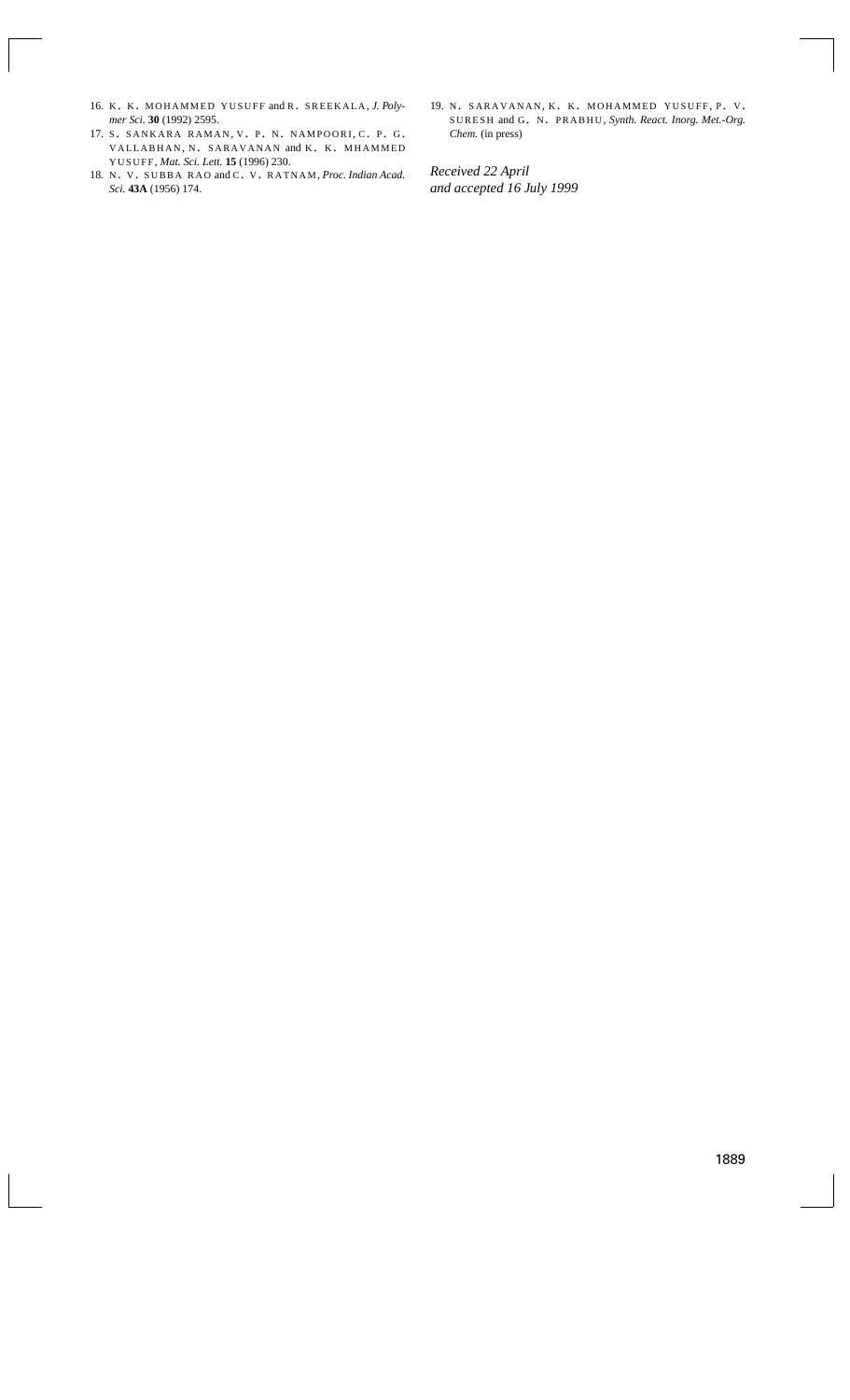16. K. K. MOHAMMED YUSUFF and R. SREEKALA, *J. Polymer Sci.* **30** (1992) 2595.
17. S. SANKARA RAMAN, V. P. N. NAMPOORI, C. P. G. VALLABHAN, N. SARAVANAN and K. K. MHAMMED YUSUFF, *Mat. Sci. Lett.* **15** (1996) 230.
18. N. V. SUBBA RAO and C. V. RATNAM, *Proc. Indian Acad. Sci.* **43A** (1956) 174.
19. N. SARAVANAN, K. K. MOHAMMED YUSUFF, P. V. SURESH and G. N. PRABHU, *Synth. React. Inorg. Met.-Org. Chem.* (in press)

*Received 22 April*
*and accepted 16 July 1999*